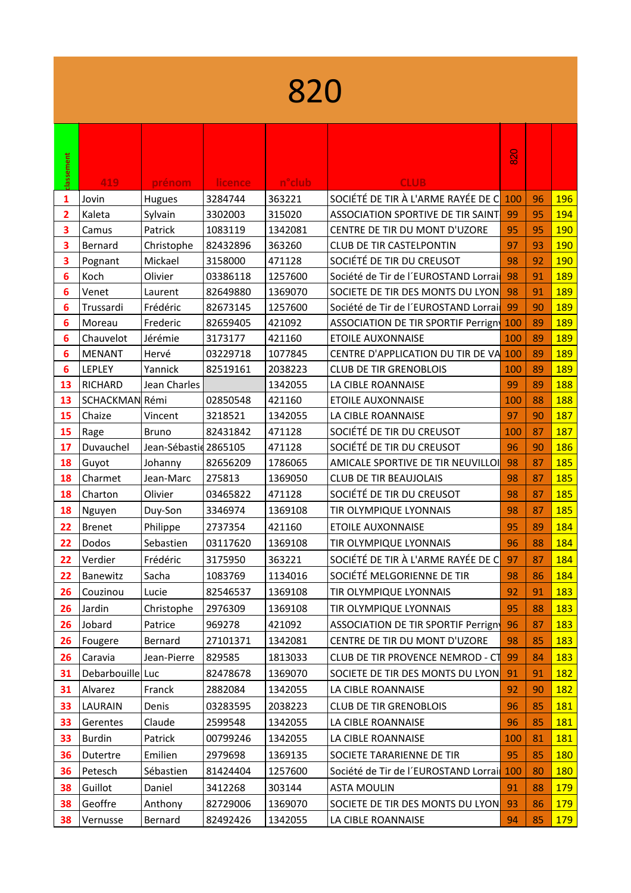# 820

| classement | 419 | prénom | licence | n°club | CLUB | 820 | | |
|---|---|---|---|---|---|---|---|---|
| 1 | Jovin | Hugues | 3284744 | 363221 | SOCIÉTÉ DE TIR À L'ARME RAYÉE DE C | 100 | 96 | 196 |
| 2 | Kaleta | Sylvain | 3302003 | 315020 | ASSOCIATION SPORTIVE DE TIR SAINT | 99 | 95 | 194 |
| 3 | Camus | Patrick | 1083119 | 1342081 | CENTRE DE TIR DU MONT D'UZORE | 95 | 95 | 190 |
| 3 | Bernard | Christophe | 82432896 | 363260 | CLUB DE TIR CASTELPONTIN | 97 | 93 | 190 |
| 3 | Pognant | Mickael | 3158000 | 471128 | SOCIÉTÉ DE TIR DU CREUSOT | 98 | 92 | 190 |
| 6 | Koch | Olivier | 03386118 | 1257600 | Société de Tir de l´EUROSTAND Lorrai | 98 | 91 | 189 |
| 6 | Venet | Laurent | 82649880 | 1369070 | SOCIETE DE TIR DES MONTS DU LYON | 98 | 91 | 189 |
| 6 | Trussardi | Frédéric | 82673145 | 1257600 | Société de Tir de l´EUROSTAND Lorrai | 99 | 90 | 189 |
| 6 | Moreau | Frederic | 82659405 | 421092 | ASSOCIATION DE TIR SPORTIF Perrign | 100 | 89 | 189 |
| 6 | Chauvelot | Jérémie | 3173177 | 421160 | ETOILE AUXONNAISE | 100 | 89 | 189 |
| 6 | MENANT | Hervé | 03229718 | 1077845 | CENTRE D'APPLICATION DU TIR DE VA | 100 | 89 | 189 |
| 6 | LEPLEY | Yannick | 82519161 | 2038223 | CLUB DE TIR GRENOBLOIS | 100 | 89 | 189 |
| 13 | RICHARD | Jean Charles | | 1342055 | LA CIBLE ROANNAISE | 99 | 89 | 188 |
| 13 | SCHACKMAN | Rémi | 02850548 | 421160 | ETOILE AUXONNAISE | 100 | 88 | 188 |
| 15 | Chaize | Vincent | 3218521 | 1342055 | LA CIBLE ROANNAISE | 97 | 90 | 187 |
| 15 | Rage | Bruno | 82431842 | 471128 | SOCIÉTÉ DE TIR DU CREUSOT | 100 | 87 | 187 |
| 17 | Duvauchel | Jean-Sébastie | 2865105 | 471128 | SOCIÉTÉ DE TIR DU CREUSOT | 96 | 90 | 186 |
| 18 | Guyot | Johanny | 82656209 | 1786065 | AMICALE SPORTIVE DE TIR NEUVILLOI | 98 | 87 | 185 |
| 18 | Charmet | Jean-Marc | 275813 | 1369050 | CLUB DE TIR BEAUJOLAIS | 98 | 87 | 185 |
| 18 | Charton | Olivier | 03465822 | 471128 | SOCIÉTÉ DE TIR DU CREUSOT | 98 | 87 | 185 |
| 18 | Nguyen | Duy-Son | 3346974 | 1369108 | TIR OLYMPIQUE LYONNAIS | 98 | 87 | 185 |
| 22 | Brenet | Philippe | 2737354 | 421160 | ETOILE AUXONNAISE | 95 | 89 | 184 |
| 22 | Dodos | Sebastien | 03117620 | 1369108 | TIR OLYMPIQUE LYONNAIS | 96 | 88 | 184 |
| 22 | Verdier | Frédéric | 3175950 | 363221 | SOCIÉTÉ DE TIR À L'ARME RAYÉE DE C | 97 | 87 | 184 |
| 22 | Banewitz | Sacha | 1083769 | 1134016 | SOCIÉTÉ MELGORIENNE DE TIR | 98 | 86 | 184 |
| 26 | Couzinou | Lucie | 82546537 | 1369108 | TIR OLYMPIQUE LYONNAIS | 92 | 91 | 183 |
| 26 | Jardin | Christophe | 2976309 | 1369108 | TIR OLYMPIQUE LYONNAIS | 95 | 88 | 183 |
| 26 | Jobard | Patrice | 969278 | 421092 | ASSOCIATION DE TIR SPORTIF Perrign | 96 | 87 | 183 |
| 26 | Fougere | Bernard | 27101371 | 1342081 | CENTRE DE TIR DU MONT D'UZORE | 98 | 85 | 183 |
| 26 | Caravia | Jean-Pierre | 829585 | 1813033 | CLUB DE TIR PROVENCE NEMROD - CT | 99 | 84 | 183 |
| 31 | Debarbouille | Luc | 82478678 | 1369070 | SOCIETE DE TIR DES MONTS DU LYON | 91 | 91 | 182 |
| 31 | Alvarez | Franck | 2882084 | 1342055 | LA CIBLE ROANNAISE | 92 | 90 | 182 |
| 33 | LAURAIN | Denis | 03283595 | 2038223 | CLUB DE TIR GRENOBLOIS | 96 | 85 | 181 |
| 33 | Gerentes | Claude | 2599548 | 1342055 | LA CIBLE ROANNAISE | 96 | 85 | 181 |
| 33 | Burdin | Patrick | 00799246 | 1342055 | LA CIBLE ROANNAISE | 100 | 81 | 181 |
| 36 | Dutertre | Emilien | 2979698 | 1369135 | SOCIETE TARARIENNE DE TIR | 95 | 85 | 180 |
| 36 | Petesch | Sébastien | 81424404 | 1257600 | Société de Tir de l´EUROSTAND Lorrai | 100 | 80 | 180 |
| 38 | Guillot | Daniel | 3412268 | 303144 | ASTA MOULIN | 91 | 88 | 179 |
| 38 | Geoffre | Anthony | 82729006 | 1369070 | SOCIETE DE TIR DES MONTS DU LYON | 93 | 86 | 179 |
| 38 | Vernusse | Bernard | 82492426 | 1342055 | LA CIBLE ROANNAISE | 94 | 85 | 179 |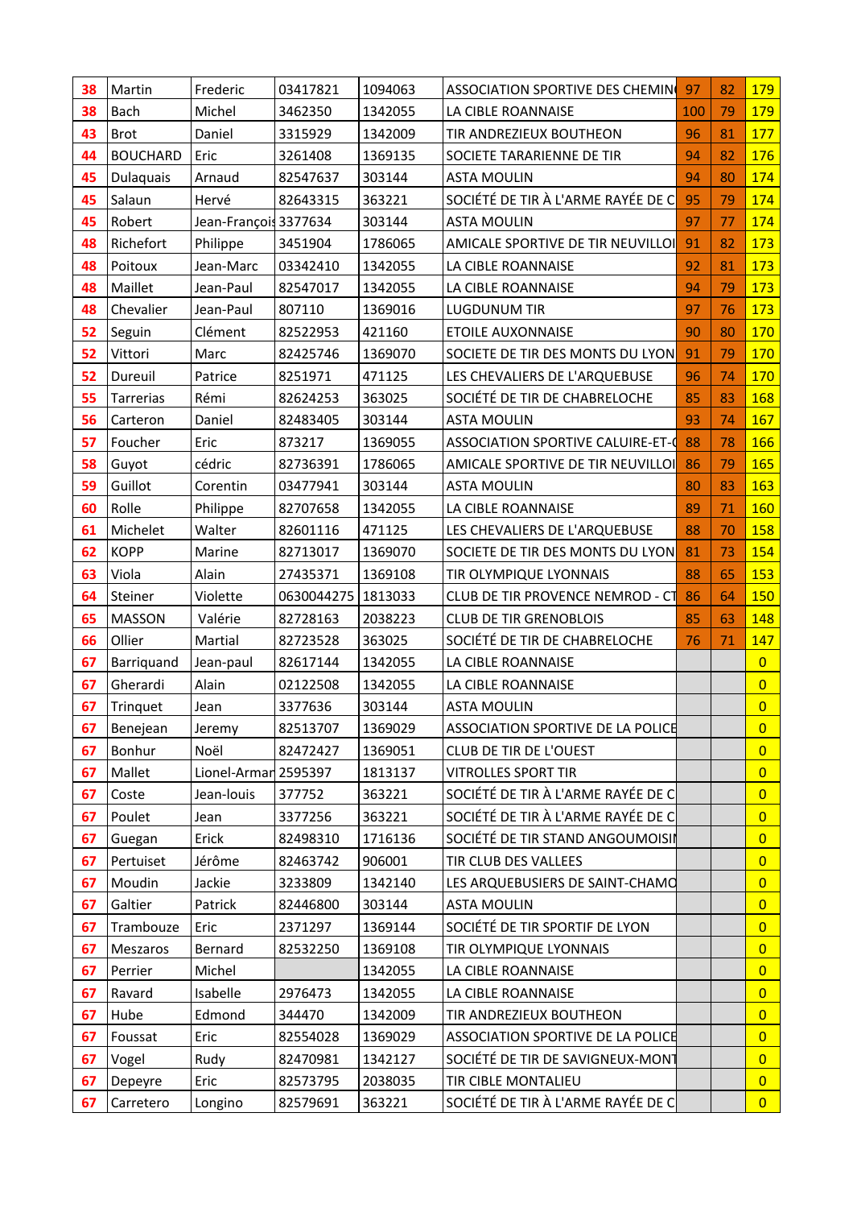| | | | | | | | | |
|---|---|---|---|---|---|---|---|---|
| 38 | Martin | Frederic | 03417821 | 1094063 | ASSOCIATION SPORTIVE DES CHEMIN | 97 | 82 | 179 |
| 38 | Bach | Michel | 3462350 | 1342055 | LA CIBLE ROANNAISE | 100 | 79 | 179 |
| 43 | Brot | Daniel | 3315929 | 1342009 | TIR ANDREZIEUX BOUTHEON | 96 | 81 | 177 |
| 44 | BOUCHARD | Eric | 3261408 | 1369135 | SOCIETE TARARIENNE DE TIR | 94 | 82 | 176 |
| 45 | Dulaquais | Arnaud | 82547637 | 303144 | ASTA MOULIN | 94 | 80 | 174 |
| 45 | Salaun | Hervé | 82643315 | 363221 | SOCIÉTÉ DE TIR À L'ARME RAYÉE DE C | 95 | 79 | 174 |
| 45 | Robert | Jean-François | 3377634 | 303144 | ASTA MOULIN | 97 | 77 | 174 |
| 48 | Richefort | Philippe | 3451904 | 1786065 | AMICALE SPORTIVE DE TIR NEUVILLOI | 91 | 82 | 173 |
| 48 | Poitoux | Jean-Marc | 03342410 | 1342055 | LA CIBLE ROANNAISE | 92 | 81 | 173 |
| 48 | Maillet | Jean-Paul | 82547017 | 1342055 | LA CIBLE ROANNAISE | 94 | 79 | 173 |
| 48 | Chevalier | Jean-Paul | 807110 | 1369016 | LUGDUNUM TIR | 97 | 76 | 173 |
| 52 | Seguin | Clément | 82522953 | 421160 | ETOILE AUXONNAISE | 90 | 80 | 170 |
| 52 | Vittori | Marc | 82425746 | 1369070 | SOCIETE DE TIR DES MONTS DU LYON | 91 | 79 | 170 |
| 52 | Dureuil | Patrice | 8251971 | 471125 | LES CHEVALIERS DE L'ARQUEBUSE | 96 | 74 | 170 |
| 55 | Tarrerias | Rémi | 82624253 | 363025 | SOCIÉTÉ DE TIR DE CHABRELOCHE | 85 | 83 | 168 |
| 56 | Carteron | Daniel | 82483405 | 303144 | ASTA MOULIN | 93 | 74 | 167 |
| 57 | Foucher | Eric | 873217 | 1369055 | ASSOCIATION SPORTIVE CALUIRE-ET-( | 88 | 78 | 166 |
| 58 | Guyot | cédric | 82736391 | 1786065 | AMICALE SPORTIVE DE TIR NEUVILLOI | 86 | 79 | 165 |
| 59 | Guillot | Corentin | 03477941 | 303144 | ASTA MOULIN | 80 | 83 | 163 |
| 60 | Rolle | Philippe | 82707658 | 1342055 | LA CIBLE ROANNAISE | 89 | 71 | 160 |
| 61 | Michelet | Walter | 82601116 | 471125 | LES CHEVALIERS DE L'ARQUEBUSE | 88 | 70 | 158 |
| 62 | KOPP | Marine | 82713017 | 1369070 | SOCIETE DE TIR DES MONTS DU LYON | 81 | 73 | 154 |
| 63 | Viola | Alain | 27435371 | 1369108 | TIR OLYMPIQUE LYONNAIS | 88 | 65 | 153 |
| 64 | Steiner | Violette | 0630044275 | 1813033 | CLUB DE TIR PROVENCE NEMROD - CT | 86 | 64 | 150 |
| 65 | MASSON | Valérie | 82728163 | 2038223 | CLUB DE TIR GRENOBLOIS | 85 | 63 | 148 |
| 66 | Ollier | Martial | 82723528 | 363025 | SOCIÉTÉ DE TIR DE CHABRELOCHE | 76 | 71 | 147 |
| 67 | Barriquand | Jean-paul | 82617144 | 1342055 | LA CIBLE ROANNAISE | | | 0 |
| 67 | Gherardi | Alain | 02122508 | 1342055 | LA CIBLE ROANNAISE | | | 0 |
| 67 | Trinquet | Jean | 3377636 | 303144 | ASTA MOULIN | | | 0 |
| 67 | Benejean | Jeremy | 82513707 | 1369029 | ASSOCIATION SPORTIVE DE LA POLICE | | | 0 |
| 67 | Bonhur | Noël | 82472427 | 1369051 | CLUB DE TIR DE L'OUEST | | | 0 |
| 67 | Mallet | Lionel-Armar | 2595397 | 1813137 | VITROLLES SPORT TIR | | | 0 |
| 67 | Coste | Jean-louis | 377752 | 363221 | SOCIÉTÉ DE TIR À L'ARME RAYÉE DE C | | | 0 |
| 67 | Poulet | Jean | 3377256 | 363221 | SOCIÉTÉ DE TIR À L'ARME RAYÉE DE C | | | 0 |
| 67 | Guegan | Erick | 82498310 | 1716136 | SOCIÉTÉ DE TIR STAND ANGOUMOISII | | | 0 |
| 67 | Pertuiset | Jérôme | 82463742 | 906001 | TIR CLUB DES VALLEES | | | 0 |
| 67 | Moudin | Jackie | 3233809 | 1342140 | LES ARQUEBUSIERS DE SAINT-CHAMO | | | 0 |
| 67 | Galtier | Patrick | 82446800 | 303144 | ASTA MOULIN | | | 0 |
| 67 | Trambouze | Eric | 2371297 | 1369144 | SOCIÉTÉ DE TIR SPORTIF DE LYON | | | 0 |
| 67 | Meszaros | Bernard | 82532250 | 1369108 | TIR OLYMPIQUE LYONNAIS | | | 0 |
| 67 | Perrier | Michel | | 1342055 | LA CIBLE ROANNAISE | | | 0 |
| 67 | Ravard | Isabelle | 2976473 | 1342055 | LA CIBLE ROANNAISE | | | 0 |
| 67 | Hube | Edmond | 344470 | 1342009 | TIR ANDREZIEUX BOUTHEON | | | 0 |
| 67 | Foussat | Eric | 82554028 | 1369029 | ASSOCIATION SPORTIVE DE LA POLICE | | | 0 |
| 67 | Vogel | Rudy | 82470981 | 1342127 | SOCIÉTÉ DE TIR DE SAVIGNEUX-MONT | | | 0 |
| 67 | Depeyre | Eric | 82573795 | 2038035 | TIR CIBLE MONTALIEU | | | 0 |
| 67 | Carretero | Longino | 82579691 | 363221 | SOCIÉTÉ DE TIR À L'ARME RAYÉE DE C | | | 0 |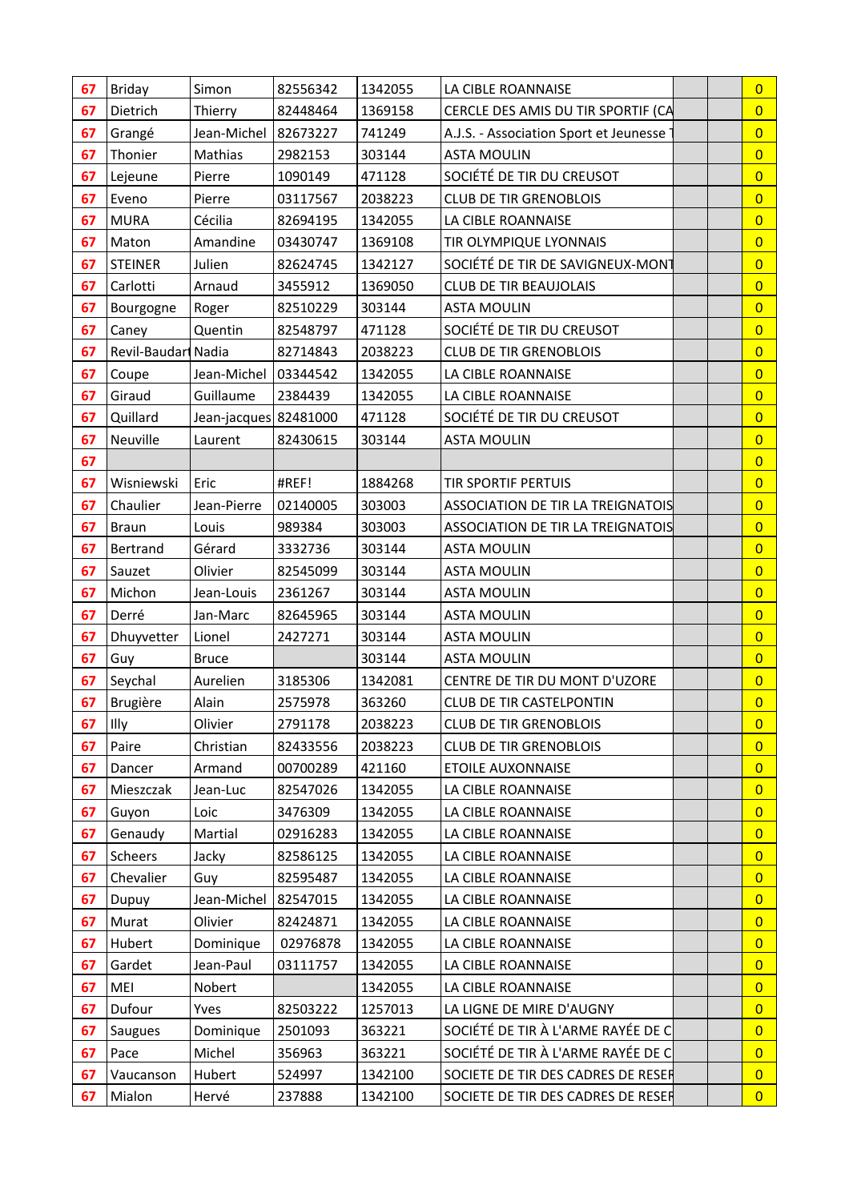| 67 | Briday | Simon | 82556342 | 1342055 | LA CIBLE ROANNAISE | | | 0 |
|---|---|---|---|---|---|---|---|---|
| 67 | Dietrich | Thierry | 82448464 | 1369158 | CERCLE DES AMIS DU TIR SPORTIF (CA | | | 0 |
| 67 | Grangé | Jean-Michel | 82673227 | 741249 | A.J.S. - Association Sport et Jeunesse | | | 0 |
| 67 | Thonier | Mathias | 2982153 | 303144 | ASTA MOULIN | | | 0 |
| 67 | Lejeune | Pierre | 1090149 | 471128 | SOCIÉTÉ DE TIR DU CREUSOT | | | 0 |
| 67 | Eveno | Pierre | 03117567 | 2038223 | CLUB DE TIR GRENOBLOIS | | | 0 |
| 67 | MURA | Cécilia | 82694195 | 1342055 | LA CIBLE ROANNAISE | | | 0 |
| 67 | Maton | Amandine | 03430747 | 1369108 | TIR OLYMPIQUE LYONNAIS | | | 0 |
| 67 | STEINER | Julien | 82624745 | 1342127 | SOCIÉTÉ DE TIR DE SAVIGNEUX-MONT | | | 0 |
| 67 | Carlotti | Arnaud | 3455912 | 1369050 | CLUB DE TIR BEAUJOLAIS | | | 0 |
| 67 | Bourgogne | Roger | 82510229 | 303144 | ASTA MOULIN | | | 0 |
| 67 | Caney | Quentin | 82548797 | 471128 | SOCIÉTÉ DE TIR DU CREUSOT | | | 0 |
| 67 | Revil-Baudart | Nadia | 82714843 | 2038223 | CLUB DE TIR GRENOBLOIS | | | 0 |
| 67 | Coupe | Jean-Michel | 03344542 | 1342055 | LA CIBLE ROANNAISE | | | 0 |
| 67 | Giraud | Guillaume | 2384439 | 1342055 | LA CIBLE ROANNAISE | | | 0 |
| 67 | Quillard | Jean-jacques | 82481000 | 471128 | SOCIÉTÉ DE TIR DU CREUSOT | | | 0 |
| 67 | Neuville | Laurent | 82430615 | 303144 | ASTA MOULIN | | | 0 |
| 67 | | | | | | | | 0 |
| 67 | Wisniewski | Eric | #REF! | 1884268 | TIR SPORTIF PERTUIS | | | 0 |
| 67 | Chaulier | Jean-Pierre | 02140005 | 303003 | ASSOCIATION DE TIR LA TREIGNATOIS | | | 0 |
| 67 | Braun | Louis | 989384 | 303003 | ASSOCIATION DE TIR LA TREIGNATOIS | | | 0 |
| 67 | Bertrand | Gérard | 3332736 | 303144 | ASTA MOULIN | | | 0 |
| 67 | Sauzet | Olivier | 82545099 | 303144 | ASTA MOULIN | | | 0 |
| 67 | Michon | Jean-Louis | 2361267 | 303144 | ASTA MOULIN | | | 0 |
| 67 | Derré | Jan-Marc | 82645965 | 303144 | ASTA MOULIN | | | 0 |
| 67 | Dhuyvetter | Lionel | 2427271 | 303144 | ASTA MOULIN | | | 0 |
| 67 | Guy | Bruce | | 303144 | ASTA MOULIN | | | 0 |
| 67 | Seychal | Aurelien | 3185306 | 1342081 | CENTRE DE TIR DU MONT D'UZORE | | | 0 |
| 67 | Brugière | Alain | 2575978 | 363260 | CLUB DE TIR CASTELPONTIN | | | 0 |
| 67 | Illy | Olivier | 2791178 | 2038223 | CLUB DE TIR GRENOBLOIS | | | 0 |
| 67 | Paire | Christian | 82433556 | 2038223 | CLUB DE TIR GRENOBLOIS | | | 0 |
| 67 | Dancer | Armand | 00700289 | 421160 | ETOILE AUXONNAISE | | | 0 |
| 67 | Mieszczak | Jean-Luc | 82547026 | 1342055 | LA CIBLE ROANNAISE | | | 0 |
| 67 | Guyon | Loic | 3476309 | 1342055 | LA CIBLE ROANNAISE | | | 0 |
| 67 | Genaudy | Martial | 02916283 | 1342055 | LA CIBLE ROANNAISE | | | 0 |
| 67 | Scheers | Jacky | 82586125 | 1342055 | LA CIBLE ROANNAISE | | | 0 |
| 67 | Chevalier | Guy | 82595487 | 1342055 | LA CIBLE ROANNAISE | | | 0 |
| 67 | Dupuy | Jean-Michel | 82547015 | 1342055 | LA CIBLE ROANNAISE | | | 0 |
| 67 | Murat | Olivier | 82424871 | 1342055 | LA CIBLE ROANNAISE | | | 0 |
| 67 | Hubert | Dominique | 02976878 | 1342055 | LA CIBLE ROANNAISE | | | 0 |
| 67 | Gardet | Jean-Paul | 03111757 | 1342055 | LA CIBLE ROANNAISE | | | 0 |
| 67 | MEI | Nobert | | 1342055 | LA CIBLE ROANNAISE | | | 0 |
| 67 | Dufour | Yves | 82503222 | 1257013 | LA LIGNE DE MIRE D'AUGNY | | | 0 |
| 67 | Saugues | Dominique | 2501093 | 363221 | SOCIÉTÉ DE TIR À L'ARME RAYÉE DE C | | | 0 |
| 67 | Pace | Michel | 356963 | 363221 | SOCIÉTÉ DE TIR À L'ARME RAYÉE DE C | | | 0 |
| 67 | Vaucanson | Hubert | 524997 | 1342100 | SOCIETE DE TIR DES CADRES DE RESER | | | 0 |
| 67 | Mialon | Hervé | 237888 | 1342100 | SOCIETE DE TIR DES CADRES DE RESER | | | 0 |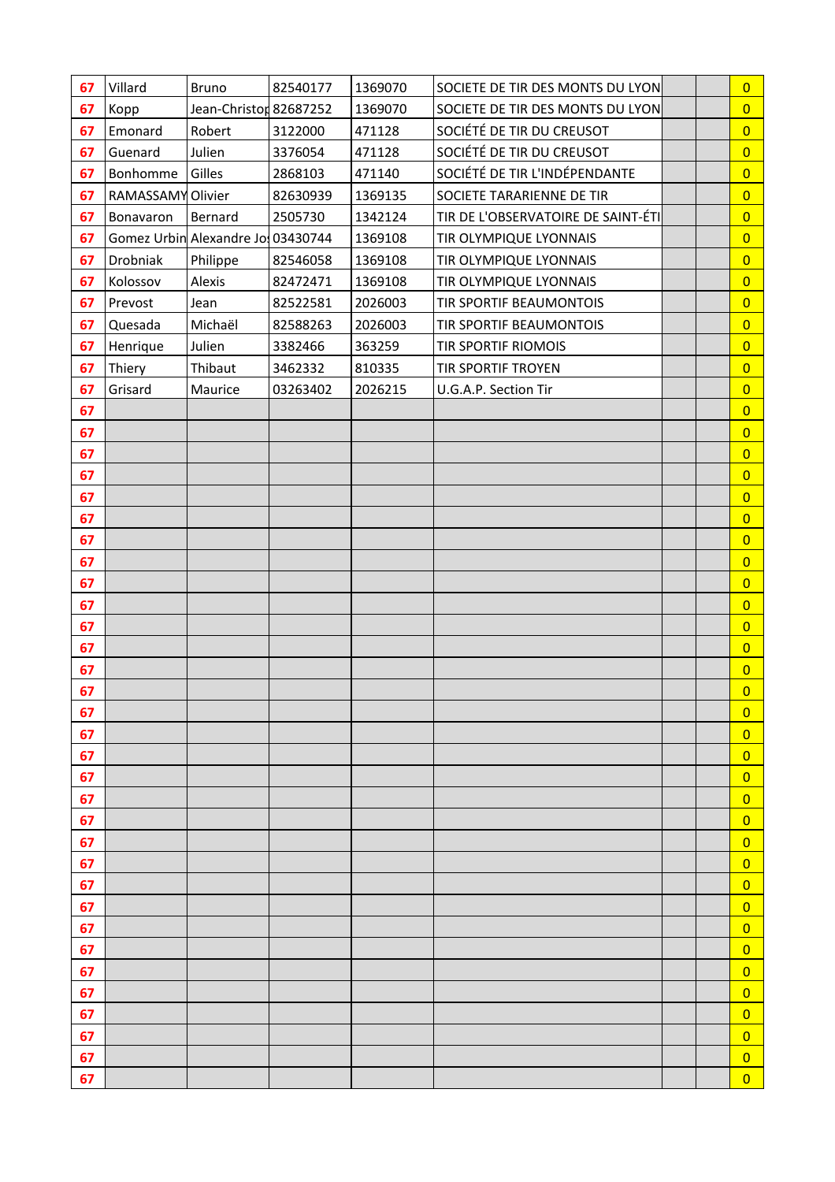| | | | | | | | | |
|---|---|---|---|---|---|---|---|---|
| 67 | Villard | Bruno | 82540177 | 1369070 | SOCIETE DE TIR DES MONTS DU LYON | | | 0 |
| 67 | Kopp | Jean-Christop | 82687252 | 1369070 | SOCIETE DE TIR DES MONTS DU LYON | | | 0 |
| 67 | Emonard | Robert | 3122000 | 471128 | SOCIÉTÉ DE TIR DU CREUSOT | | | 0 |
| 67 | Guenard | Julien | 3376054 | 471128 | SOCIÉTÉ DE TIR DU CREUSOT | | | 0 |
| 67 | Bonhomme | Gilles | 2868103 | 471140 | SOCIÉTÉ DE TIR L'INDÉPENDANTE | | | 0 |
| 67 | RAMASSAMY | Olivier | 82630939 | 1369135 | SOCIETE TARARIENNE DE TIR | | | 0 |
| 67 | Bonavaron | Bernard | 2505730 | 1342124 | TIR DE L'OBSERVATOIRE DE SAINT-ÉTI | | | 0 |
| 67 | Gomez Urbin | Alexandre Jo | 03430744 | 1369108 | TIR OLYMPIQUE LYONNAIS | | | 0 |
| 67 | Drobniak | Philippe | 82546058 | 1369108 | TIR OLYMPIQUE LYONNAIS | | | 0 |
| 67 | Kolossov | Alexis | 82472471 | 1369108 | TIR OLYMPIQUE LYONNAIS | | | 0 |
| 67 | Prevost | Jean | 82522581 | 2026003 | TIR SPORTIF BEAUMONTOIS | | | 0 |
| 67 | Quesada | Michaël | 82588263 | 2026003 | TIR SPORTIF BEAUMONTOIS | | | 0 |
| 67 | Henrique | Julien | 3382466 | 363259 | TIR SPORTIF RIOMOIS | | | 0 |
| 67 | Thiery | Thibaut | 3462332 | 810335 | TIR SPORTIF TROYEN | | | 0 |
| 67 | Grisard | Maurice | 03263402 | 2026215 | U.G.A.P. Section Tir | | | 0 |
| 67 | | | | | | | | 0 |
| 67 | | | | | | | | 0 |
| 67 | | | | | | | | 0 |
| 67 | | | | | | | | 0 |
| 67 | | | | | | | | 0 |
| 67 | | | | | | | | 0 |
| 67 | | | | | | | | 0 |
| 67 | | | | | | | | 0 |
| 67 | | | | | | | | 0 |
| 67 | | | | | | | | 0 |
| 67 | | | | | | | | 0 |
| 67 | | | | | | | | 0 |
| 67 | | | | | | | | 0 |
| 67 | | | | | | | | 0 |
| 67 | | | | | | | | 0 |
| 67 | | | | | | | | 0 |
| 67 | | | | | | | | 0 |
| 67 | | | | | | | | 0 |
| 67 | | | | | | | | 0 |
| 67 | | | | | | | | 0 |
| 67 | | | | | | | | 0 |
| 67 | | | | | | | | 0 |
| 67 | | | | | | | | 0 |
| 67 | | | | | | | | 0 |
| 67 | | | | | | | | 0 |
| 67 | | | | | | | | 0 |
| 67 | | | | | | | | 0 |
| 67 | | | | | | | | 0 |
| 67 | | | | | | | | 0 |
| 67 | | | | | | | | 0 |
| 67 | | | | | | | | 0 |
| 67 | | | | | | | | 0 |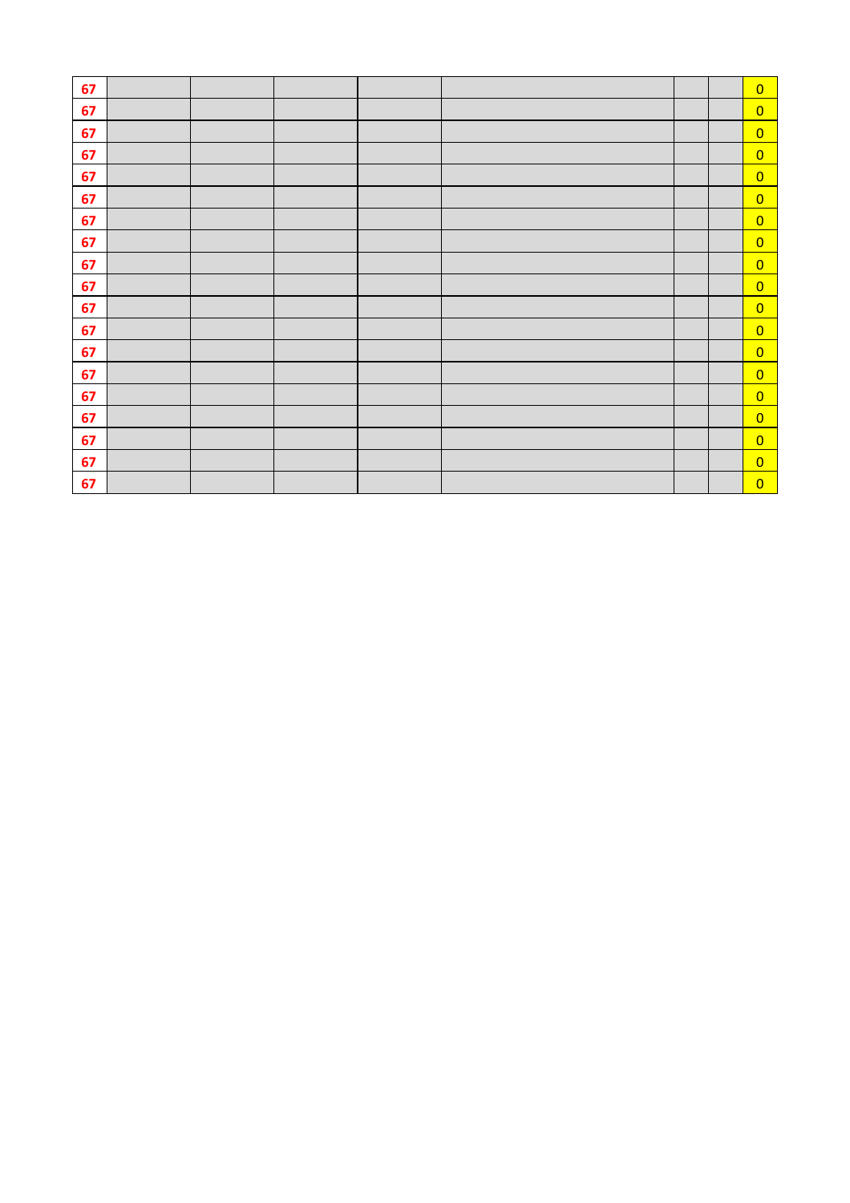| | | | | | | | | |
|---|---|---|---|---|---|---|---|---|
| 67 | | | | | | | | 0 |
| 67 | | | | | | | | 0 |
| 67 | | | | | | | | 0 |
| 67 | | | | | | | | 0 |
| 67 | | | | | | | | 0 |
| 67 | | | | | | | | 0 |
| 67 | | | | | | | | 0 |
| 67 | | | | | | | | 0 |
| 67 | | | | | | | | 0 |
| 67 | | | | | | | | 0 |
| 67 | | | | | | | | 0 |
| 67 | | | | | | | | 0 |
| 67 | | | | | | | | 0 |
| 67 | | | | | | | | 0 |
| 67 | | | | | | | | 0 |
| 67 | | | | | | | | 0 |
| 67 | | | | | | | | 0 |
| 67 | | | | | | | | 0 |
| 67 | | | | | | | | 0 |